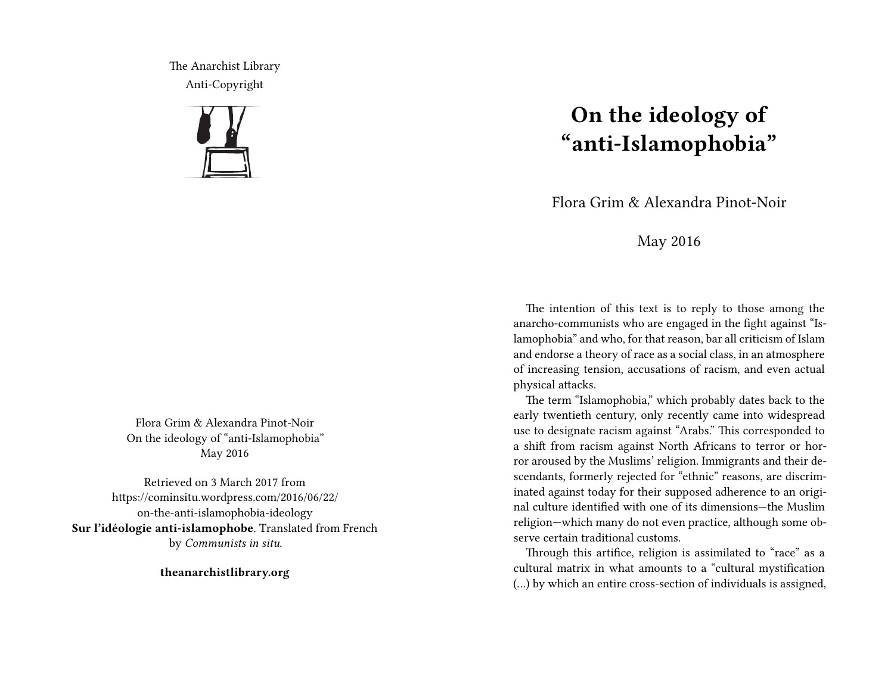The Anarchist Library
Anti-Copyright

Flora Grim & Alexandra Pinot-Noir
On the ideology of "anti-Islamophobia"
May 2016

Retrieved on 3 March 2017 from
https://cominsitu.wordpress.com/2016/06/22/on-the-anti-islamophobia-ideology
**Sur l'idéologie anti-islamophobe**. Translated from French by *Communists in situ.*

**theanarchistlibrary.org**

# On the ideology of "anti-Islamophobia"

Flora Grim & Alexandra Pinot-Noir

May 2016

The intention of this text is to reply to those among the anarcho-communists who are engaged in the fight against "Islamophobia" and who, for that reason, bar all criticism of Islam and endorse a theory of race as a social class, in an atmosphere of increasing tension, accusations of racism, and even actual physical attacks.

The term "Islamophobia," which probably dates back to the early twentieth century, only recently came into widespread use to designate racism against "Arabs." This corresponded to a shift from racism against North Africans to terror or horror aroused by the Muslims' religion. Immigrants and their descendants, formerly rejected for "ethnic" reasons, are discriminated against today for their supposed adherence to an original culture identified with one of its dimensions—the Muslim religion—which many do not even practice, although some observe certain traditional customs.

Through this artifice, religion is assimilated to "race" as a cultural matrix in what amounts to a "cultural mystification (…) by which an entire cross-section of individuals is assigned,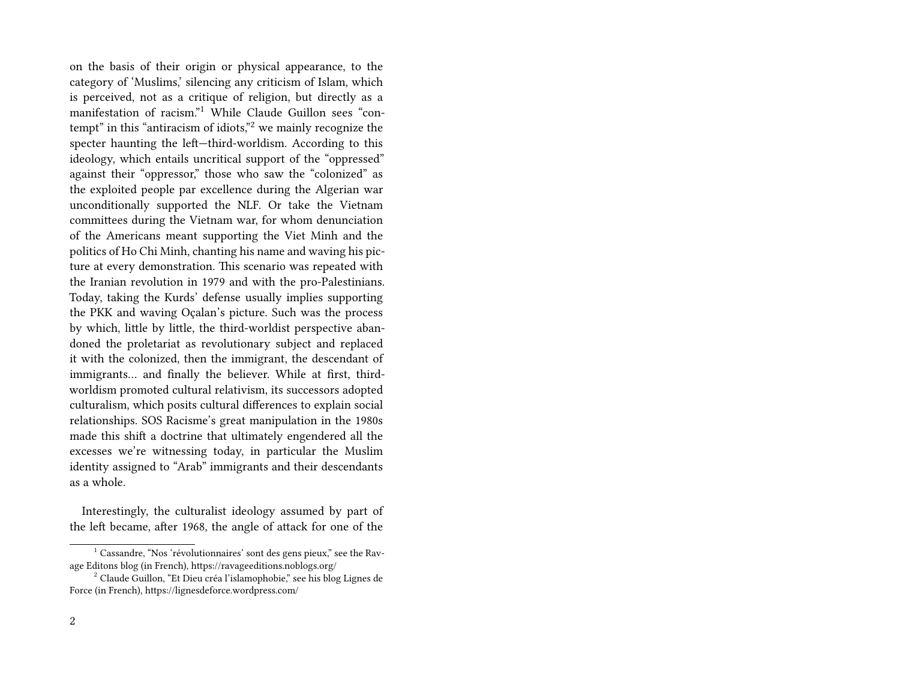on the basis of their origin or physical appearance, to the category of 'Muslims,' silencing any criticism of Islam, which is perceived, not as a critique of religion, but directly as a manifestation of racism."[1] While Claude Guillon sees "contempt" in this "antiracism of idiots,"[2] we mainly recognize the specter haunting the left—third-worldism. According to this ideology, which entails uncritical support of the "oppressed" against their "oppressor," those who saw the "colonized" as the exploited people par excellence during the Algerian war unconditionally supported the NLF. Or take the Vietnam committees during the Vietnam war, for whom denunciation of the Americans meant supporting the Viet Minh and the politics of Ho Chi Minh, chanting his name and waving his picture at every demonstration. This scenario was repeated with the Iranian revolution in 1979 and with the pro-Palestinians. Today, taking the Kurds' defense usually implies supporting the PKK and waving Oçalan's picture. Such was the process by which, little by little, the third-worldist perspective abandoned the proletariat as revolutionary subject and replaced it with the colonized, then the immigrant, the descendant of immigrants… and finally the believer. While at first, third-worldism promoted cultural relativism, its successors adopted culturalism, which posits cultural differences to explain social relationships. SOS Racisme's great manipulation in the 1980s made this shift a doctrine that ultimately engendered all the excesses we're witnessing today, in particular the Muslim identity assigned to "Arab" immigrants and their descendants as a whole.

Interestingly, the culturalist ideology assumed by part of the left became, after 1968, the angle of attack for one of the

---

[1] Cassandre, "Nos 'révolutionnaires' sont des gens pieux," see the Ravage Editons blog (in French), https://ravageeditions.noblogs.org/

[2] Claude Guillon, "Et Dieu créa l'islamophobie," see his blog Lignes de Force (in French), https://lignesdeforce.wordpress.com/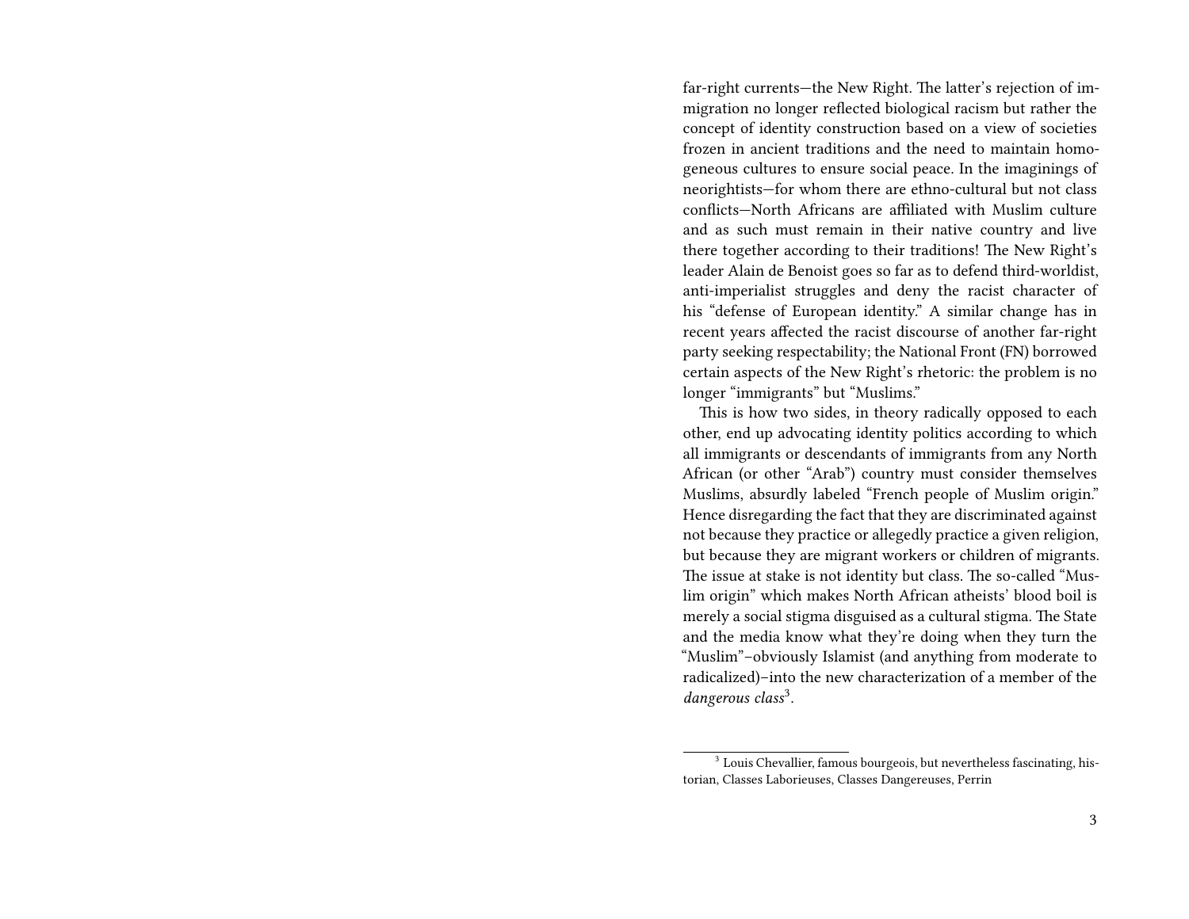far-right currents—the New Right. The latter's rejection of immigration no longer reflected biological racism but rather the concept of identity construction based on a view of societies frozen in ancient traditions and the need to maintain homogeneous cultures to ensure social peace. In the imaginings of neorightists—for whom there are ethno-cultural but not class conflicts—North Africans are affiliated with Muslim culture and as such must remain in their native country and live there together according to their traditions! The New Right's leader Alain de Benoist goes so far as to defend third-worldist, anti-imperialist struggles and deny the racist character of his "defense of European identity." A similar change has in recent years affected the racist discourse of another far-right party seeking respectability; the National Front (FN) borrowed certain aspects of the New Right's rhetoric: the problem is no longer "immigrants" but "Muslims."

This is how two sides, in theory radically opposed to each other, end up advocating identity politics according to which all immigrants or descendants of immigrants from any North African (or other "Arab") country must consider themselves Muslims, absurdly labeled "French people of Muslim origin." Hence disregarding the fact that they are discriminated against not because they practice or allegedly practice a given religion, but because they are migrant workers or children of migrants. The issue at stake is not identity but class. The so-called "Muslim origin" which makes North African atheists' blood boil is merely a social stigma disguised as a cultural stigma. The State and the media know what they're doing when they turn the "Muslim"–obviously Islamist (and anything from moderate to radicalized)–into the new characterization of a member of the *dangerous class*[3].

[3] Louis Chevallier, famous bourgeois, but nevertheless fascinating, historian, Classes Laborieuses, Classes Dangereuses, Perrin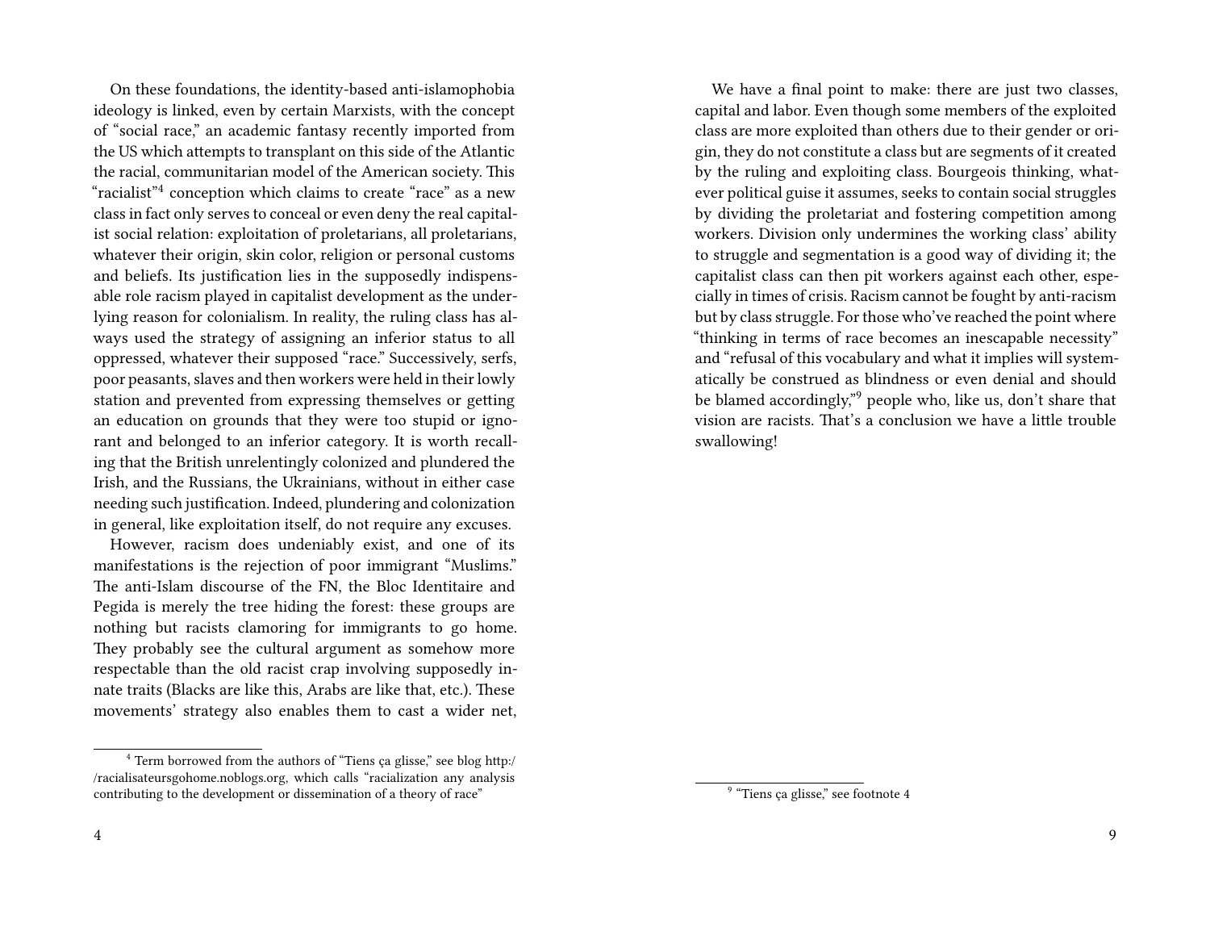On these foundations, the identity-based anti-islamophobia ideology is linked, even by certain Marxists, with the concept of "social race," an academic fantasy recently imported from the US which attempts to transplant on this side of the Atlantic the racial, communitarian model of the American society. This "racialist"[4] conception which claims to create "race" as a new class in fact only serves to conceal or even deny the real capitalist social relation: exploitation of proletarians, all proletarians, whatever their origin, skin color, religion or personal customs and beliefs. Its justification lies in the supposedly indispensable role racism played in capitalist development as the underlying reason for colonialism. In reality, the ruling class has always used the strategy of assigning an inferior status to all oppressed, whatever their supposed "race." Successively, serfs, poor peasants, slaves and then workers were held in their lowly station and prevented from expressing themselves or getting an education on grounds that they were too stupid or ignorant and belonged to an inferior category. It is worth recalling that the British unrelentingly colonized and plundered the Irish, and the Russians, the Ukrainians, without in either case needing such justification. Indeed, plundering and colonization in general, like exploitation itself, do not require any excuses.

However, racism does undeniably exist, and one of its manifestations is the rejection of poor immigrant "Muslims." The anti-Islam discourse of the FN, the Bloc Identitaire and Pegida is merely the tree hiding the forest: these groups are nothing but racists clamoring for immigrants to go home. They probably see the cultural argument as somehow more respectable than the old racist crap involving supposedly innate traits (Blacks are like this, Arabs are like that, etc.). These movements' strategy also enables them to cast a wider net,

[4] Term borrowed from the authors of "Tiens ça glisse," see blog http://racialisateursgohome.noblogs.org, which calls "racialization any analysis contributing to the development or dissemination of a theory of race"

We have a final point to make: there are just two classes, capital and labor. Even though some members of the exploited class are more exploited than others due to their gender or origin, they do not constitute a class but are segments of it created by the ruling and exploiting class. Bourgeois thinking, whatever political guise it assumes, seeks to contain social struggles by dividing the proletariat and fostering competition among workers. Division only undermines the working class' ability to struggle and segmentation is a good way of dividing it; the capitalist class can then pit workers against each other, especially in times of crisis. Racism cannot be fought by anti-racism but by class struggle. For those who've reached the point where "thinking in terms of race becomes an inescapable necessity" and "refusal of this vocabulary and what it implies will systematically be construed as blindness or even denial and should be blamed accordingly,"[9] people who, like us, don't share that vision are racists. That's a conclusion we have a little trouble swallowing!

[9] "Tiens ça glisse," see footnote 4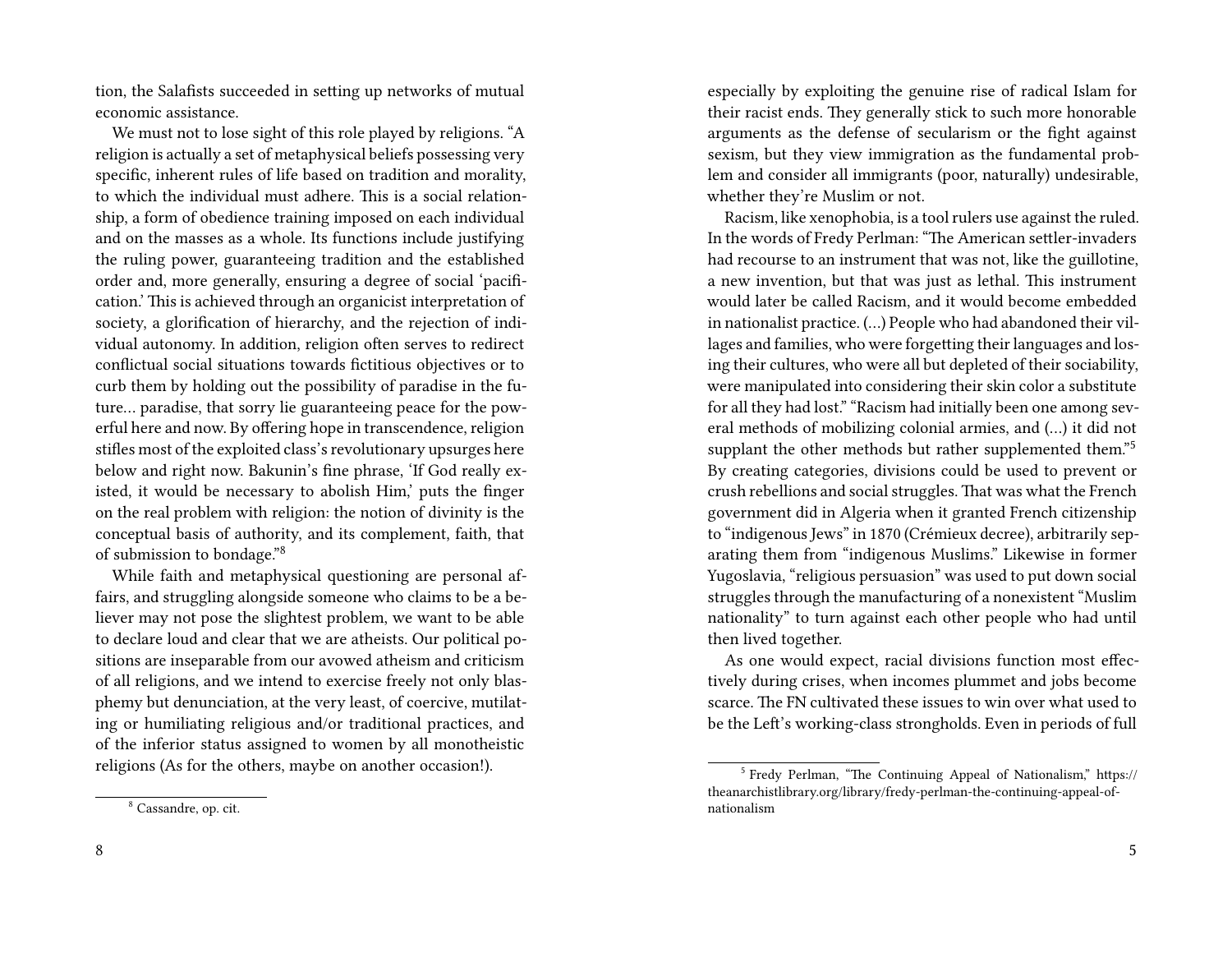tion, the Salafists succeeded in setting up networks of mutual economic assistance.

We must not to lose sight of this role played by religions. "A religion is actually a set of metaphysical beliefs possessing very specific, inherent rules of life based on tradition and morality, to which the individual must adhere. This is a social relationship, a form of obedience training imposed on each individual and on the masses as a whole. Its functions include justifying the ruling power, guaranteeing tradition and the established order and, more generally, ensuring a degree of social 'pacification.' This is achieved through an organicist interpretation of society, a glorification of hierarchy, and the rejection of individual autonomy. In addition, religion often serves to redirect conflictual social situations towards fictitious objectives or to curb them by holding out the possibility of paradise in the future… paradise, that sorry lie guaranteeing peace for the powerful here and now. By offering hope in transcendence, religion stifles most of the exploited class's revolutionary upsurges here below and right now. Bakunin's fine phrase, 'If God really existed, it would be necessary to abolish Him,' puts the finger on the real problem with religion: the notion of divinity is the conceptual basis of authority, and its complement, faith, that of submission to bondage."[8]

While faith and metaphysical questioning are personal affairs, and struggling alongside someone who claims to be a believer may not pose the slightest problem, we want to be able to declare loud and clear that we are atheists. Our political positions are inseparable from our avowed atheism and criticism of all religions, and we intend to exercise freely not only blasphemy but denunciation, at the very least, of coercive, mutilating or humiliating religious and/or traditional practices, and of the inferior status assigned to women by all monotheistic religions (As for the others, maybe on another occasion!).

[8] Cassandre, op. cit.

especially by exploiting the genuine rise of radical Islam for their racist ends. They generally stick to such more honorable arguments as the defense of secularism or the fight against sexism, but they view immigration as the fundamental problem and consider all immigrants (poor, naturally) undesirable, whether they're Muslim or not.

Racism, like xenophobia, is a tool rulers use against the ruled. In the words of Fredy Perlman: "The American settler-invaders had recourse to an instrument that was not, like the guillotine, a new invention, but that was just as lethal. This instrument would later be called Racism, and it would become embedded in nationalist practice. (…) People who had abandoned their villages and families, who were forgetting their languages and losing their cultures, who were all but depleted of their sociability, were manipulated into considering their skin color a substitute for all they had lost." "Racism had initially been one among several methods of mobilizing colonial armies, and (…) it did not supplant the other methods but rather supplemented them."[5] By creating categories, divisions could be used to prevent or crush rebellions and social struggles. That was what the French government did in Algeria when it granted French citizenship to "indigenous Jews" in 1870 (Crémieux decree), arbitrarily separating them from "indigenous Muslims." Likewise in former Yugoslavia, "religious persuasion" was used to put down social struggles through the manufacturing of a nonexistent "Muslim nationality" to turn against each other people who had until then lived together.

As one would expect, racial divisions function most effectively during crises, when incomes plummet and jobs become scarce. The FN cultivated these issues to win over what used to be the Left's working-class strongholds. Even in periods of full

[5] Fredy Perlman, "The Continuing Appeal of Nationalism," https://theanarchistlibrary.org/library/fredy-perlman-the-continuing-appeal-of-nationalism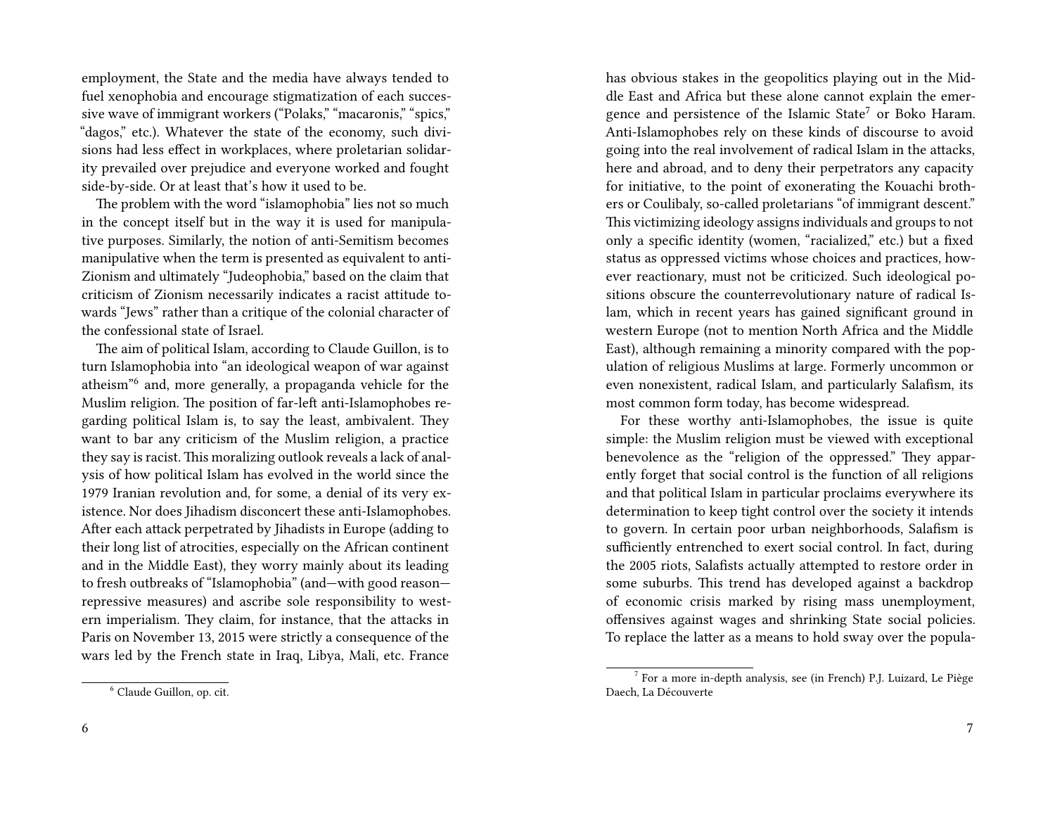employment, the State and the media have always tended to fuel xenophobia and encourage stigmatization of each successive wave of immigrant workers ("Polaks," "macaronis," "spics," "dagos," etc.). Whatever the state of the economy, such divisions had less effect in workplaces, where proletarian solidarity prevailed over prejudice and everyone worked and fought side-by-side. Or at least that's how it used to be.

The problem with the word "islamophobia" lies not so much in the concept itself but in the way it is used for manipulative purposes. Similarly, the notion of anti-Semitism becomes manipulative when the term is presented as equivalent to anti-Zionism and ultimately "Judeophobia," based on the claim that criticism of Zionism necessarily indicates a racist attitude towards "Jews" rather than a critique of the colonial character of the confessional state of Israel.

The aim of political Islam, according to Claude Guillon, is to turn Islamophobia into "an ideological weapon of war against atheism"[6] and, more generally, a propaganda vehicle for the Muslim religion. The position of far-left anti-Islamophobes regarding political Islam is, to say the least, ambivalent. They want to bar any criticism of the Muslim religion, a practice they say is racist. This moralizing outlook reveals a lack of analysis of how political Islam has evolved in the world since the 1979 Iranian revolution and, for some, a denial of its very existence. Nor does Jihadism disconcert these anti-Islamophobes. After each attack perpetrated by Jihadists in Europe (adding to their long list of atrocities, especially on the African continent and in the Middle East), they worry mainly about its leading to fresh outbreaks of "Islamophobia" (and—with good reason—repressive measures) and ascribe sole responsibility to western imperialism. They claim, for instance, that the attacks in Paris on November 13, 2015 were strictly a consequence of the wars led by the French state in Iraq, Libya, Mali, etc. France has obvious stakes in the geopolitics playing out in the Middle East and Africa but these alone cannot explain the emergence and persistence of the Islamic State[7] or Boko Haram. Anti-Islamophobes rely on these kinds of discourse to avoid going into the real involvement of radical Islam in the attacks, here and abroad, and to deny their perpetrators any capacity for initiative, to the point of exonerating the Kouachi brothers or Coulibaly, so-called proletarians "of immigrant descent." This victimizing ideology assigns individuals and groups to not only a specific identity (women, "racialized," etc.) but a fixed status as oppressed victims whose choices and practices, however reactionary, must not be criticized. Such ideological positions obscure the counterrevolutionary nature of radical Islam, which in recent years has gained significant ground in western Europe (not to mention North Africa and the Middle East), although remaining a minority compared with the population of religious Muslims at large. Formerly uncommon or even nonexistent, radical Islam, and particularly Salafism, its most common form today, has become widespread.

For these worthy anti-Islamophobes, the issue is quite simple: the Muslim religion must be viewed with exceptional benevolence as the "religion of the oppressed." They apparently forget that social control is the function of all religions and that political Islam in particular proclaims everywhere its determination to keep tight control over the society it intends to govern. In certain poor urban neighborhoods, Salafism is sufficiently entrenched to exert social control. In fact, during the 2005 riots, Salafists actually attempted to restore order in some suburbs. This trend has developed against a backdrop of economic crisis marked by rising mass unemployment, offensives against wages and shrinking State social policies. To replace the latter as a means to hold sway over the popula-

[6] Claude Guillon, op. cit.

[7] For a more in-depth analysis, see (in French) P.J. Luizard, Le Piège Daech, La Découverte